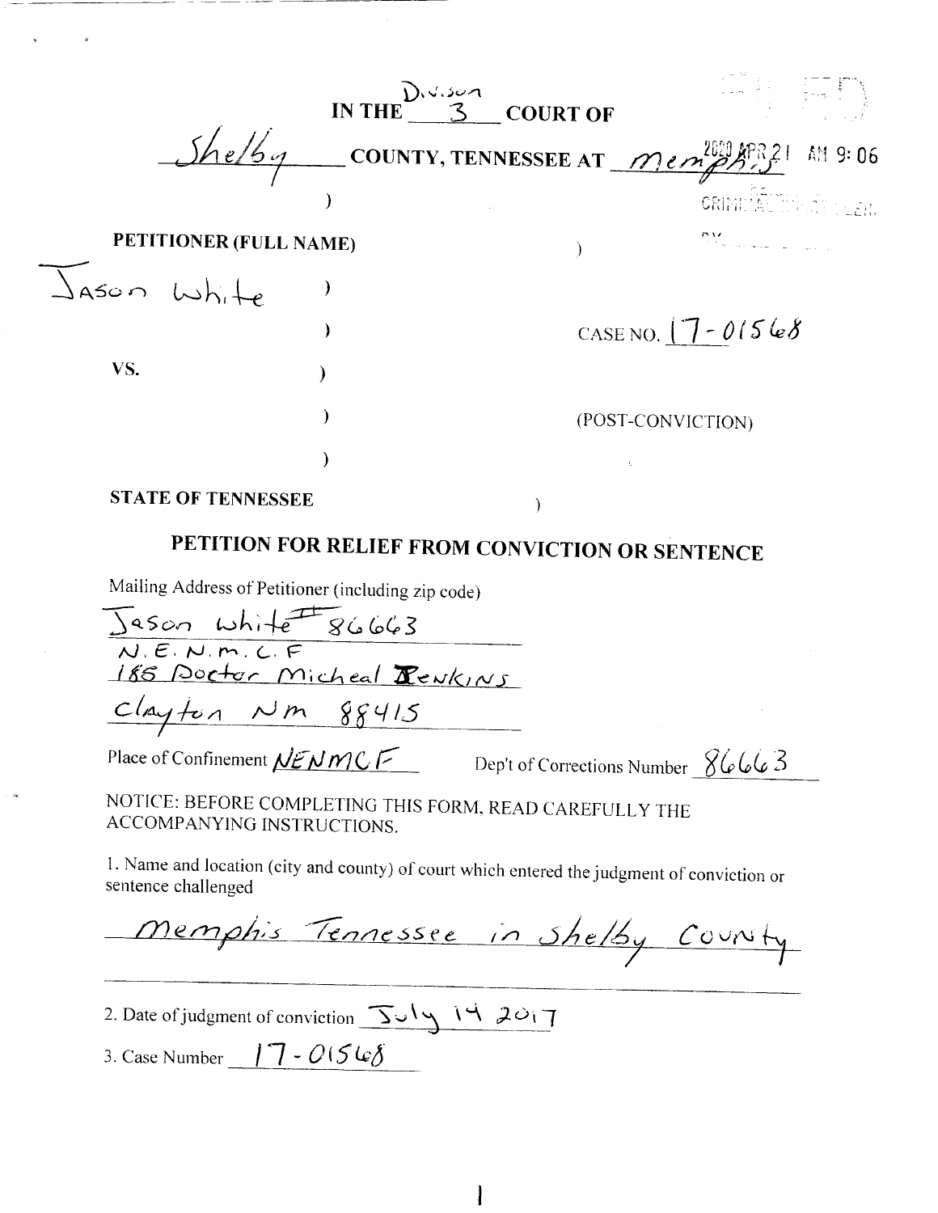IN THE Division 3 COURT OF

Shelby COUNTY, TENNESSEE AT Memphis

2020 APR 21 AM 9:06

CRIMINAL COURT CLERK

PETITIONER (FULL NAME)

Jason White

CASE NO. 17-01568

VS.

(POST-CONVICTION)

STATE OF TENNESSEE

# PETITION FOR RELIEF FROM CONVICTION OR SENTENCE

Mailing Address of Petitioner (including zip code)

Jason White # 86663
N.E.N.M.C.F
185 Doctor Micheal Jenkins
Clayton NM 88415

Place of Confinement NENMCF Dep't of Corrections Number 86663

NOTICE: BEFORE COMPLETING THIS FORM, READ CAREFULLY THE ACCOMPANYING INSTRUCTIONS.

1. Name and location (city and county) of court which entered the judgment of conviction or sentence challenged

Memphis Tennessee in Shelby County

2. Date of judgment of conviction July 14 2017

3. Case Number 17-01568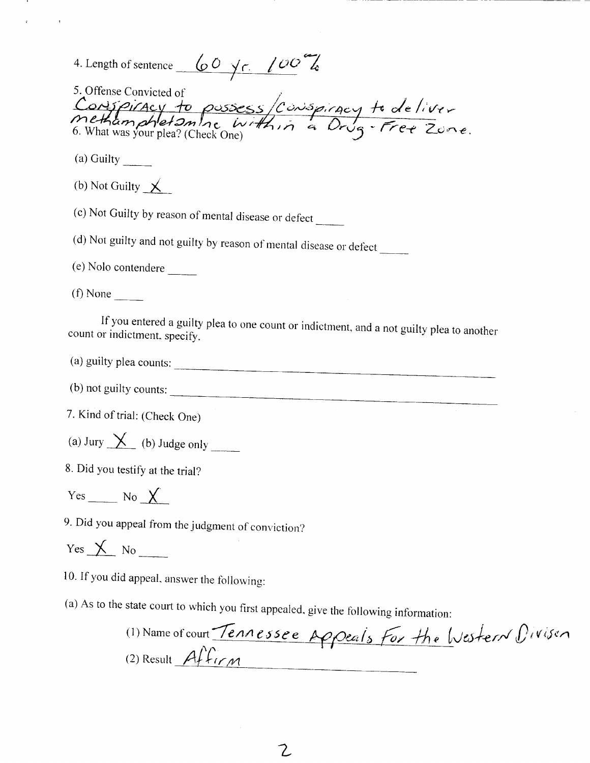4. Length of sentence 60 yr. 100%

5. Offense Convicted of
Conspiracy to possess/Conspiracy to deliver methamphetamine within a Drug-Free Zone.

6. What was your plea? (Check One)

(a) Guilty _____

(b) Not Guilty X

(c) Not Guilty by reason of mental disease or defect _____

(d) Not guilty and not guilty by reason of mental disease or defect _____

(e) Nolo contendere _____

(f) None _____

If you entered a guilty plea to one count or indictment, and a not guilty plea to another count or indictment, specify.

(a) guilty plea counts: _____

(b) not guilty counts: _____

7. Kind of trial: (Check One)

(a) Jury X (b) Judge only _____

8. Did you testify at the trial?

Yes _____ No X

9. Did you appeal from the judgment of conviction?

Yes X No _____

10. If you did appeal, answer the following:

(a) As to the state court to which you first appealed, give the following information:

(1) Name of court Tennessee Appeals For the Western Divison

(2) Result Affirm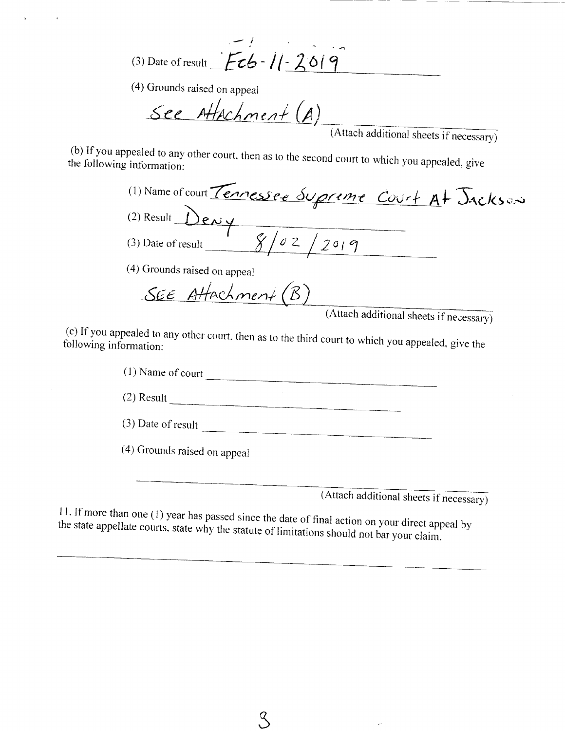(3) Date of result Feb-11-2019

(4) Grounds raised on appeal

See Attachment (A)

(Attach additional sheets if necessary)

(b) If you appealed to any other court, then as to the second court to which you appealed, give the following information:

(1) Name of court Tennessee Supreme Court At Jackson

(2) Result Deny

(3) Date of result 8/02/2019

(4) Grounds raised on appeal

SEE Attachment (B)

(Attach additional sheets if necessary)

(c) If you appealed to any other court, then as to the third court to which you appealed, give the following information:

(1) Name of court ______________________

(2) Result ______________________

(3) Date of result ______________________

(4) Grounds raised on appeal

______________________

(Attach additional sheets if necessary)

11. If more than one (1) year has passed since the date of final action on your direct appeal by the state appellate courts, state why the statute of limitations should not bar your claim.

______________________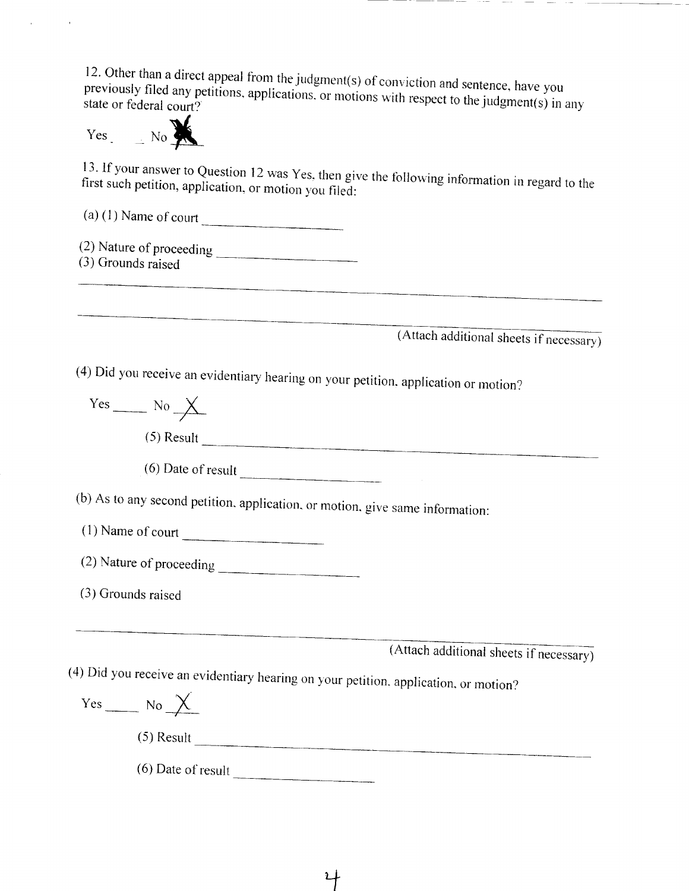12. Other than a direct appeal from the judgment(s) of conviction and sentence, have you previously filed any petitions, applications, or motions with respect to the judgment(s) in any state or federal court?

Yes \_\_\_ No X

13. If your answer to Question 12 was Yes, then give the following information in regard to the first such petition, application, or motion you filed:

(a) (1) Name of court \_\_\_\_\_\_\_\_\_\_\_\_\_\_\_\_\_\_\_\_

(2) Nature of proceeding \_\_\_\_\_\_\_\_\_\_\_\_\_\_\_\_\_\_\_\_

(3) Grounds raised

\_\_\_\_\_\_\_\_\_\_\_\_\_\_\_\_\_\_\_\_\_\_\_\_\_\_\_\_\_\_\_\_\_\_\_\_\_\_\_\_\_\_\_\_\_\_\_\_\_\_\_\_\_\_\_\_\_\_\_\_\_\_\_\_\_\_\_\_\_\_

\_\_\_\_\_\_\_\_\_\_\_\_\_\_\_\_\_\_\_\_\_\_\_\_\_\_\_\_\_\_\_\_\_\_\_\_\_\_\_\_\_\_\_\_\_\_\_\_\_\_\_\_\_\_\_\_\_\_\_\_\_\_\_\_\_\_\_\_\_\_

(Attach additional sheets if necessary)

(4) Did you receive an evidentiary hearing on your petition, application or motion?

Yes \_\_\_\_\_ No X

(5) Result \_\_\_\_\_\_\_\_\_\_\_\_\_\_\_\_\_\_\_\_\_\_\_\_\_\_\_\_\_\_\_\_\_\_\_\_\_\_\_\_\_\_\_\_\_\_

(6) Date of result \_\_\_\_\_\_\_\_\_\_\_\_\_\_\_\_\_\_\_\_

(b) As to any second petition, application, or motion, give same information:

(1) Name of court \_\_\_\_\_\_\_\_\_\_\_\_\_\_\_\_\_\_\_\_

(2) Nature of proceeding \_\_\_\_\_\_\_\_\_\_\_\_\_\_\_\_\_\_\_\_

(3) Grounds raised

\_\_\_\_\_\_\_\_\_\_\_\_\_\_\_\_\_\_\_\_\_\_\_\_\_\_\_\_\_\_\_\_\_\_\_\_\_\_\_\_\_\_\_\_\_\_\_\_\_\_\_\_\_\_\_\_\_\_\_\_\_\_\_\_\_\_\_\_\_\_

(Attach additional sheets if necessary)

(4) Did you receive an evidentiary hearing on your petition, application, or motion?

Yes \_\_\_\_\_ No X

(5) Result \_\_\_\_\_\_\_\_\_\_\_\_\_\_\_\_\_\_\_\_\_\_\_\_\_\_\_\_\_\_\_\_\_\_\_\_\_\_\_\_\_\_\_\_\_\_

(6) Date of result \_\_\_\_\_\_\_\_\_\_\_\_\_\_\_\_\_\_\_\_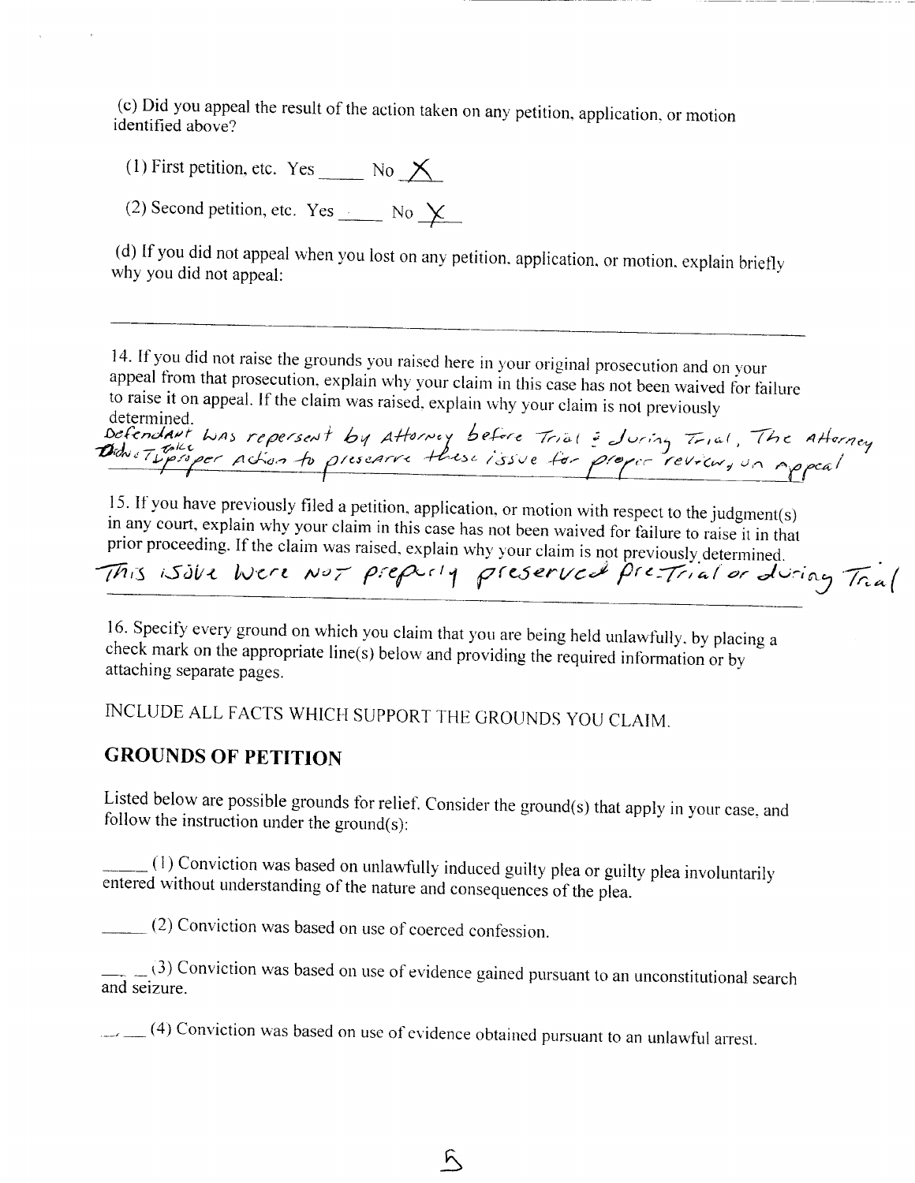(c) Did you appeal the result of the action taken on any petition, application, or motion identified above?

(1) First petition, etc. Yes _____ No _X_

(2) Second petition, etc. Yes _____ No _X_

(d) If you did not appeal when you lost on any petition, application, or motion, explain briefly why you did not appeal:

_______________________________________________

14. If you did not raise the grounds you raised here in your original prosecution and on your appeal from that prosecution, explain why your claim in this case has not been waived for failure to raise it on appeal. If the claim was raised, explain why your claim is not previously determined.

Defendant was repersent by Attorney before Trial & during Trial, The Attorney Didn't take proper Action to preserve these issue for proper review, on appeal

15. If you have previously filed a petition, application, or motion with respect to the judgment(s) in any court, explain why your claim in this case has not been waived for failure to raise it in that prior proceeding. If the claim was raised, explain why your claim is not previously determined.

This issue were not properly preserved pre-Trial or during Trial

16. Specify every ground on which you claim that you are being held unlawfully, by placing a check mark on the appropriate line(s) below and providing the required information or by attaching separate pages.

INCLUDE ALL FACTS WHICH SUPPORT THE GROUNDS YOU CLAIM.

## GROUNDS OF PETITION

Listed below are possible grounds for relief. Consider the ground(s) that apply in your case, and follow the instruction under the ground(s):

_____ (1) Conviction was based on unlawfully induced guilty plea or guilty plea involuntarily entered without understanding of the nature and consequences of the plea.

_____ (2) Conviction was based on use of coerced confession.

_____ (3) Conviction was based on use of evidence gained pursuant to an unconstitutional search and seizure.

_____ (4) Conviction was based on use of evidence obtained pursuant to an unlawful arrest.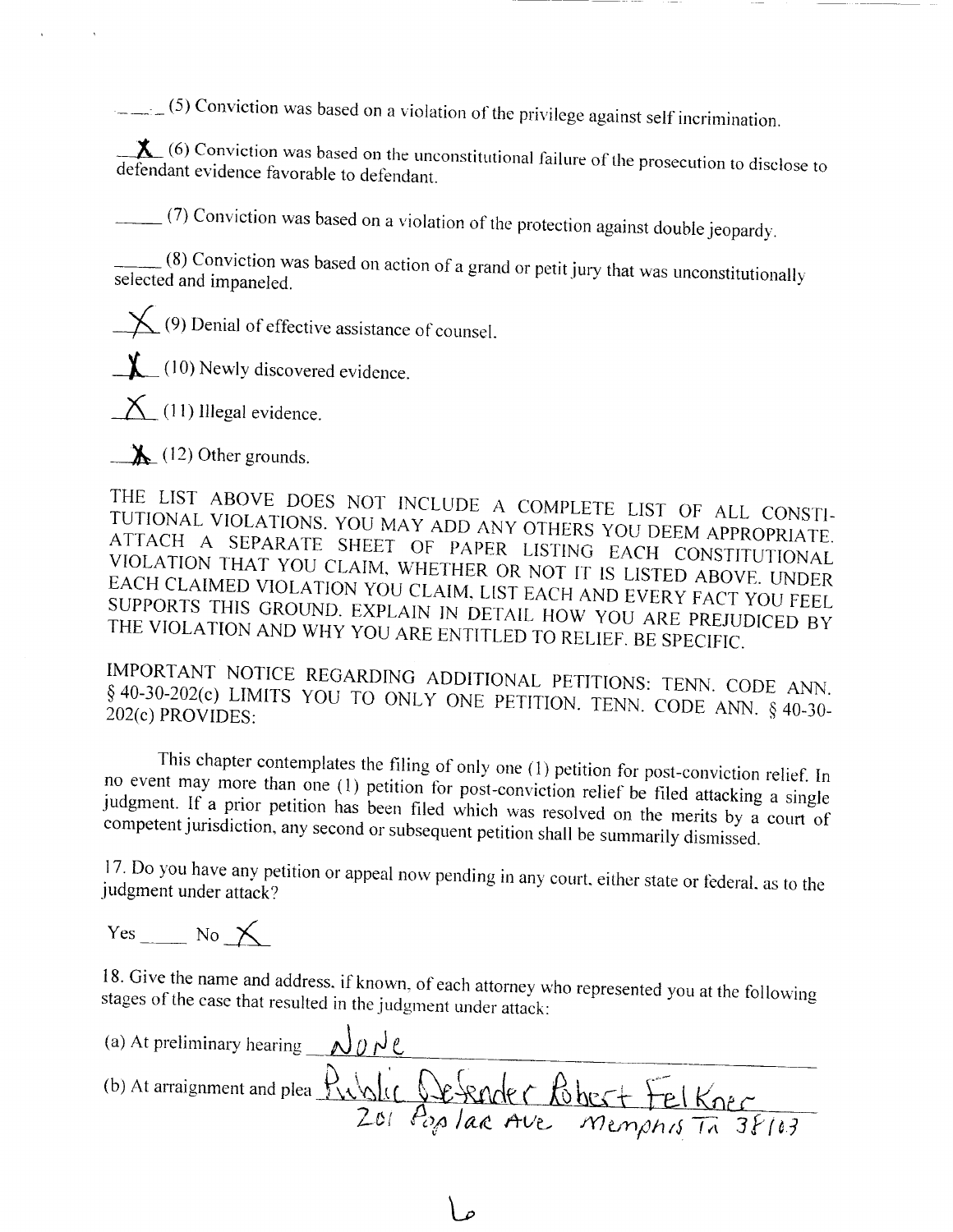____ (5) Conviction was based on a violation of the privilege against self incrimination.

__X__ (6) Conviction was based on the unconstitutional failure of the prosecution to disclose to defendant evidence favorable to defendant.

_____ (7) Conviction was based on a violation of the protection against double jeopardy.

_____ (8) Conviction was based on action of a grand or petit jury that was unconstitutionally selected and impaneled.

__X__ (9) Denial of effective assistance of counsel.

__X__ (10) Newly discovered evidence.

__X__ (11) Illegal evidence.

__X__ (12) Other grounds.

THE LIST ABOVE DOES NOT INCLUDE A COMPLETE LIST OF ALL CONSTITUTIONAL VIOLATIONS. YOU MAY ADD ANY OTHERS YOU DEEM APPROPRIATE. ATTACH A SEPARATE SHEET OF PAPER LISTING EACH CONSTITUTIONAL VIOLATION THAT YOU CLAIM, WHETHER OR NOT IT IS LISTED ABOVE. UNDER EACH CLAIMED VIOLATION YOU CLAIM, LIST EACH AND EVERY FACT YOU FEEL SUPPORTS THIS GROUND. EXPLAIN IN DETAIL HOW YOU ARE PREJUDICED BY THE VIOLATION AND WHY YOU ARE ENTITLED TO RELIEF. BE SPECIFIC.

IMPORTANT NOTICE REGARDING ADDITIONAL PETITIONS: TENN. CODE ANN. § 40-30-202(c) LIMITS YOU TO ONLY ONE PETITION. TENN. CODE ANN. § 40-30-202(c) PROVIDES:

This chapter contemplates the filing of only one (1) petition for post-conviction relief. In no event may more than one (1) petition for post-conviction relief be filed attacking a single judgment. If a prior petition has been filed which was resolved on the merits by a court of competent jurisdiction, any second or subsequent petition shall be summarily dismissed.

17. Do you have any petition or appeal now pending in any court, either state or federal, as to the judgment under attack?

Yes _____ No __X__

18. Give the name and address, if known, of each attorney who represented you at the following stages of the case that resulted in the judgment under attack:

(a) At preliminary hearing __None__

(b) At arraignment and plea __Public Defender Robert Felkner 201 Poplar Ave Memphis TN 38103__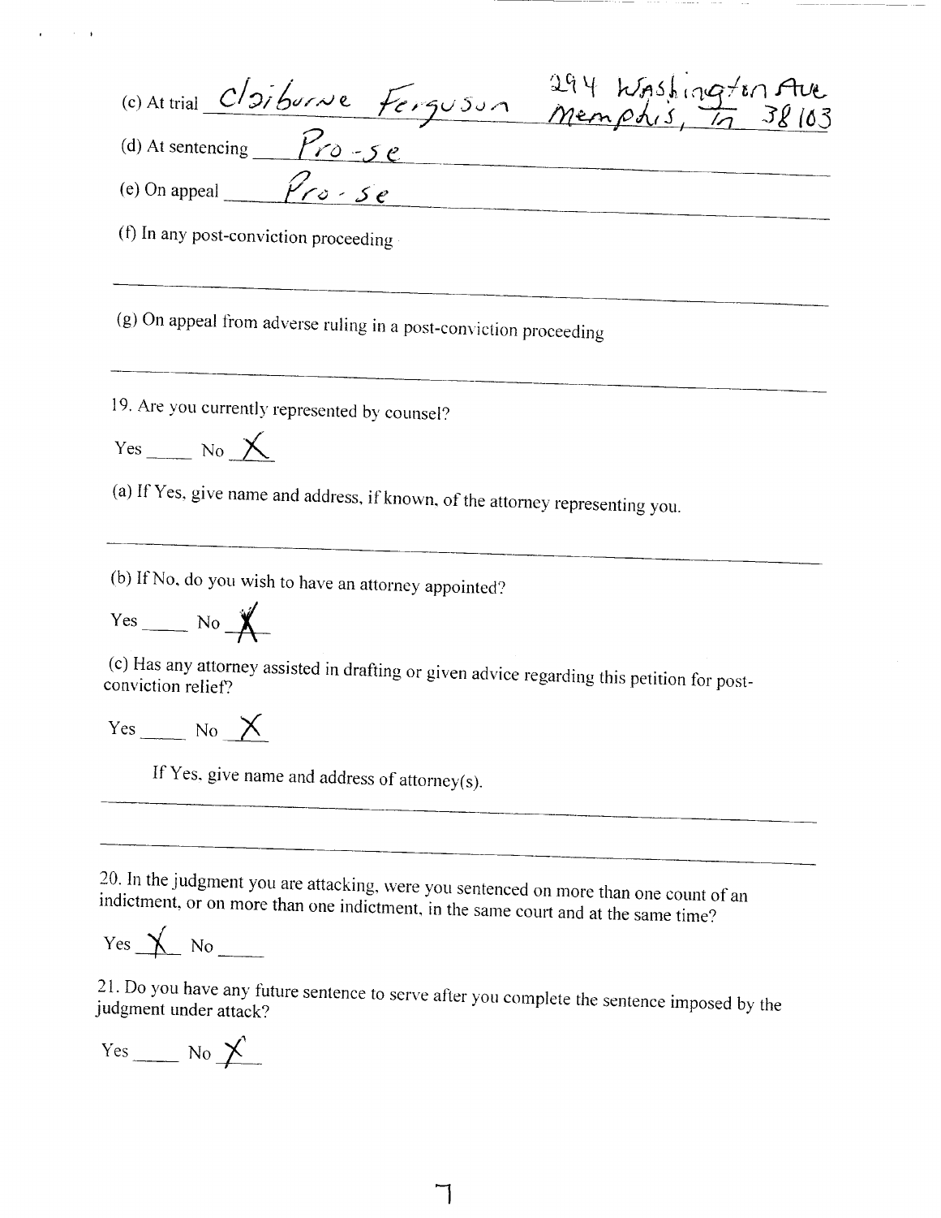(c) At trial Claiborne Ferguson 294 Washington Ave Memphis, Tn 38103

(d) At sentencing Pro-se

(e) On appeal Pro-se

(f) In any post-conviction proceeding

___

(g) On appeal from adverse ruling in a post-conviction proceeding

___

19. Are you currently represented by counsel?

Yes ____ No X

(a) If Yes, give name and address, if known, of the attorney representing you.

___

(b) If No, do you wish to have an attorney appointed?

Yes ____ No X

(c) Has any attorney assisted in drafting or given advice regarding this petition for post-conviction relief?

Yes ____ No X

If Yes, give name and address of attorney(s).

___

___

20. In the judgment you are attacking, were you sentenced on more than one count of an indictment, or on more than one indictment, in the same court and at the same time?

Yes X No ____

21. Do you have any future sentence to serve after you complete the sentence imposed by the judgment under attack?

Yes ____ No X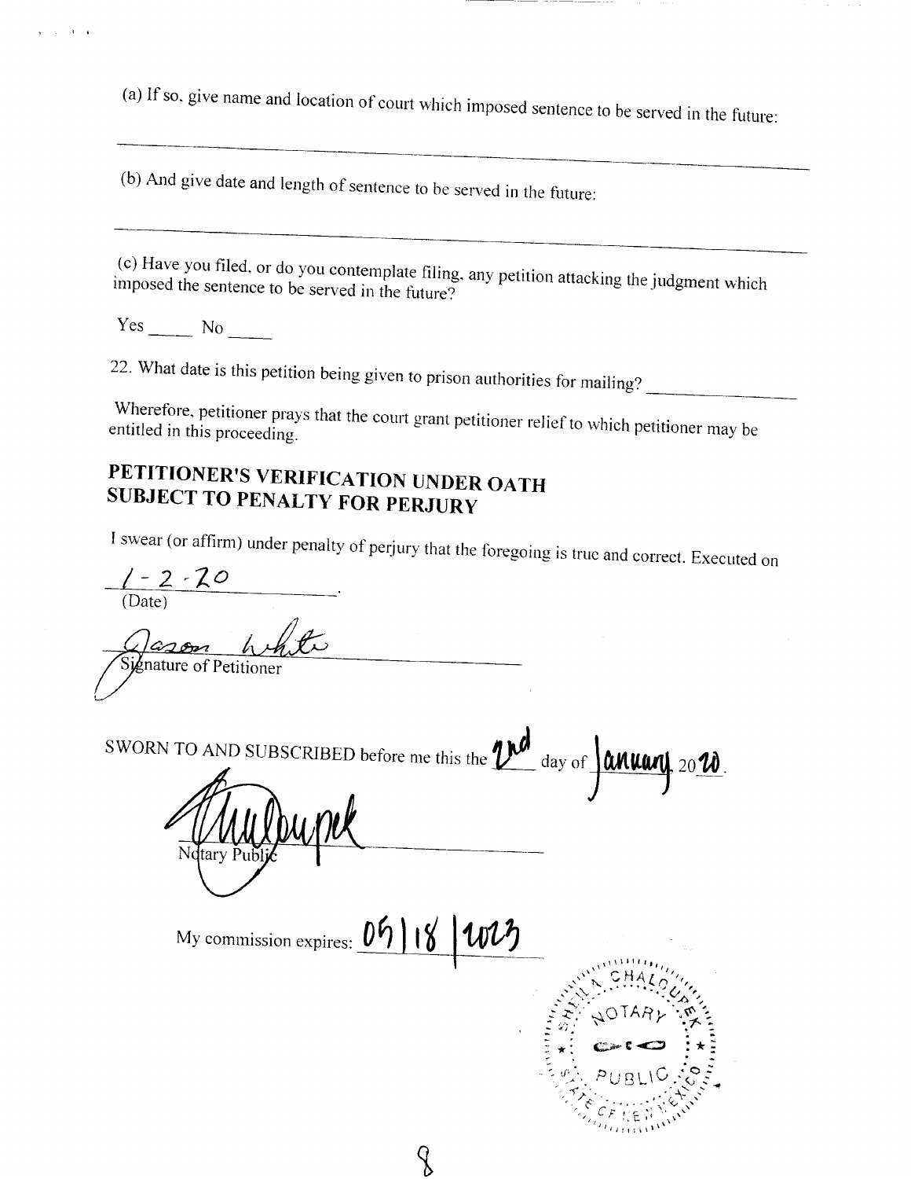(a) If so, give name and location of court which imposed sentence to be served in the future:

\_\_\_\_\_\_\_\_\_\_\_\_\_\_\_\_\_\_\_\_\_\_\_\_\_\_\_\_\_\_\_\_\_\_\_\_\_\_\_\_\_\_\_\_\_\_\_\_\_\_\_\_\_\_\_\_\_\_\_\_\_\_\_\_\_\_\_\_\_\_

(b) And give date and length of sentence to be served in the future:

\_\_\_\_\_\_\_\_\_\_\_\_\_\_\_\_\_\_\_\_\_\_\_\_\_\_\_\_\_\_\_\_\_\_\_\_\_\_\_\_\_\_\_\_\_\_\_\_\_\_\_\_\_\_\_\_\_\_\_\_\_\_\_\_\_\_\_\_\_\_

(c) Have you filed, or do you contemplate filing, any petition attacking the judgment which imposed the sentence to be served in the future?

Yes \_\_\_\_\_ No \_\_\_\_\_

22. What date is this petition being given to prison authorities for mailing? \_\_\_\_\_\_\_\_\_\_\_\_\_\_

Wherefore, petitioner prays that the court grant petitioner relief to which petitioner may be entitled in this proceeding.

## PETITIONER'S VERIFICATION UNDER OATH SUBJECT TO PENALTY FOR PERJURY

I swear (or affirm) under penalty of perjury that the foregoing is true and correct. Executed on

1-2-20.
(Date)

Jason White
Signature of Petitioner

SWORN TO AND SUBSCRIBED before me this the 2nd day of January, 2020.

[Signature]
Notary Public

My commission expires: 05/18/2023

[Seal: CHALOUPEK NOTARY PUBLIC STATE OF NEW MEXICO]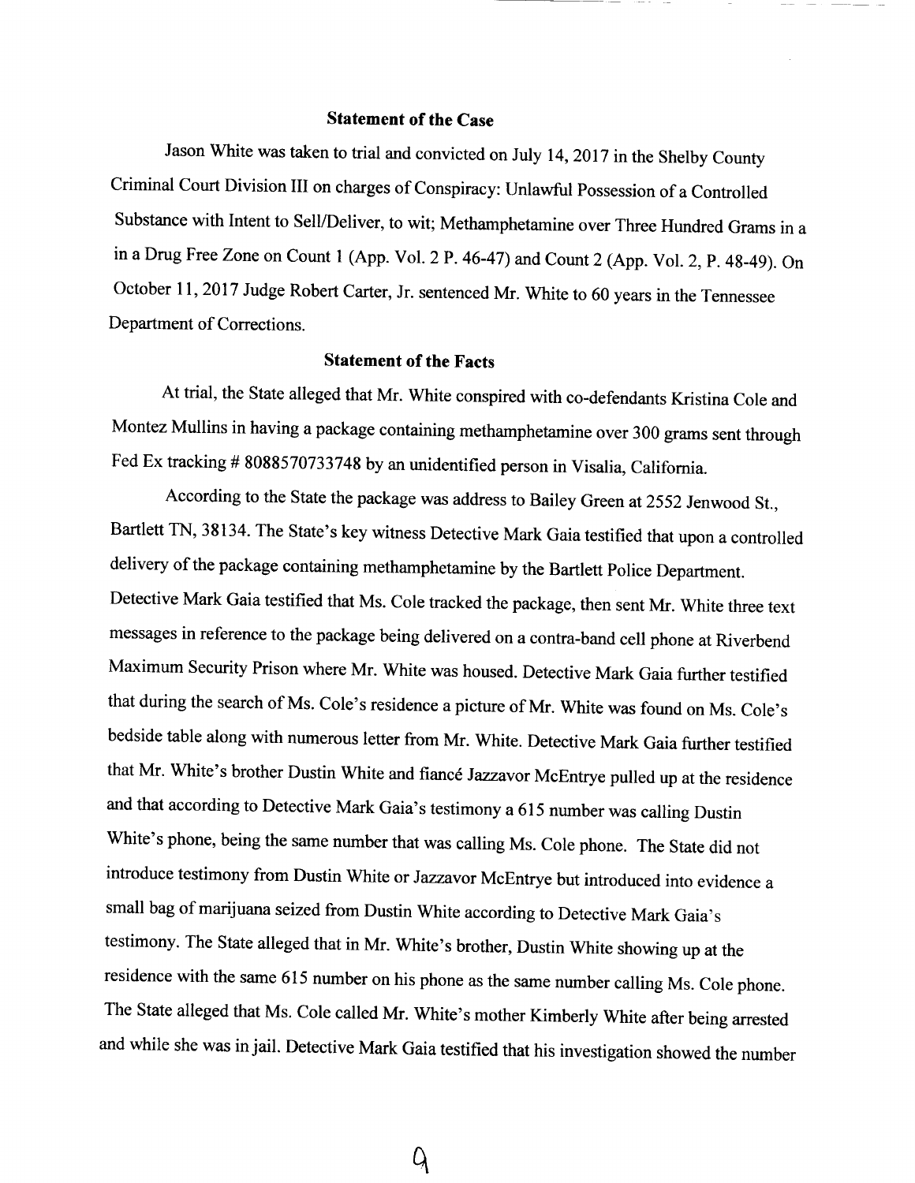**Statement of the Case**

Jason White was taken to trial and convicted on July 14, 2017 in the Shelby County Criminal Court Division III on charges of Conspiracy: Unlawful Possession of a Controlled Substance with Intent to Sell/Deliver, to wit; Methamphetamine over Three Hundred Grams in a in a Drug Free Zone on Count 1 (App. Vol. 2 P. 46-47) and Count 2 (App. Vol. 2, P. 48-49). On October 11, 2017 Judge Robert Carter, Jr. sentenced Mr. White to 60 years in the Tennessee Department of Corrections.

**Statement of the Facts**

At trial, the State alleged that Mr. White conspired with co-defendants Kristina Cole and Montez Mullins in having a package containing methamphetamine over 300 grams sent through Fed Ex tracking # 8088570733748 by an unidentified person in Visalia, California.

According to the State the package was address to Bailey Green at 2552 Jenwood St., Bartlett TN, 38134. The State's key witness Detective Mark Gaia testified that upon a controlled delivery of the package containing methamphetamine by the Bartlett Police Department. Detective Mark Gaia testified that Ms. Cole tracked the package, then sent Mr. White three text messages in reference to the package being delivered on a contra-band cell phone at Riverbend Maximum Security Prison where Mr. White was housed. Detective Mark Gaia further testified that during the search of Ms. Cole's residence a picture of Mr. White was found on Ms. Cole's bedside table along with numerous letter from Mr. White. Detective Mark Gaia further testified that Mr. White's brother Dustin White and fiancé Jazzavor McEntrye pulled up at the residence and that according to Detective Mark Gaia's testimony a 615 number was calling Dustin White's phone, being the same number that was calling Ms. Cole phone. The State did not introduce testimony from Dustin White or Jazzavor McEntrye but introduced into evidence a small bag of marijuana seized from Dustin White according to Detective Mark Gaia's testimony. The State alleged that in Mr. White's brother, Dustin White showing up at the residence with the same 615 number on his phone as the same number calling Ms. Cole phone. The State alleged that Ms. Cole called Mr. White's mother Kimberly White after being arrested and while she was in jail. Detective Mark Gaia testified that his investigation showed the number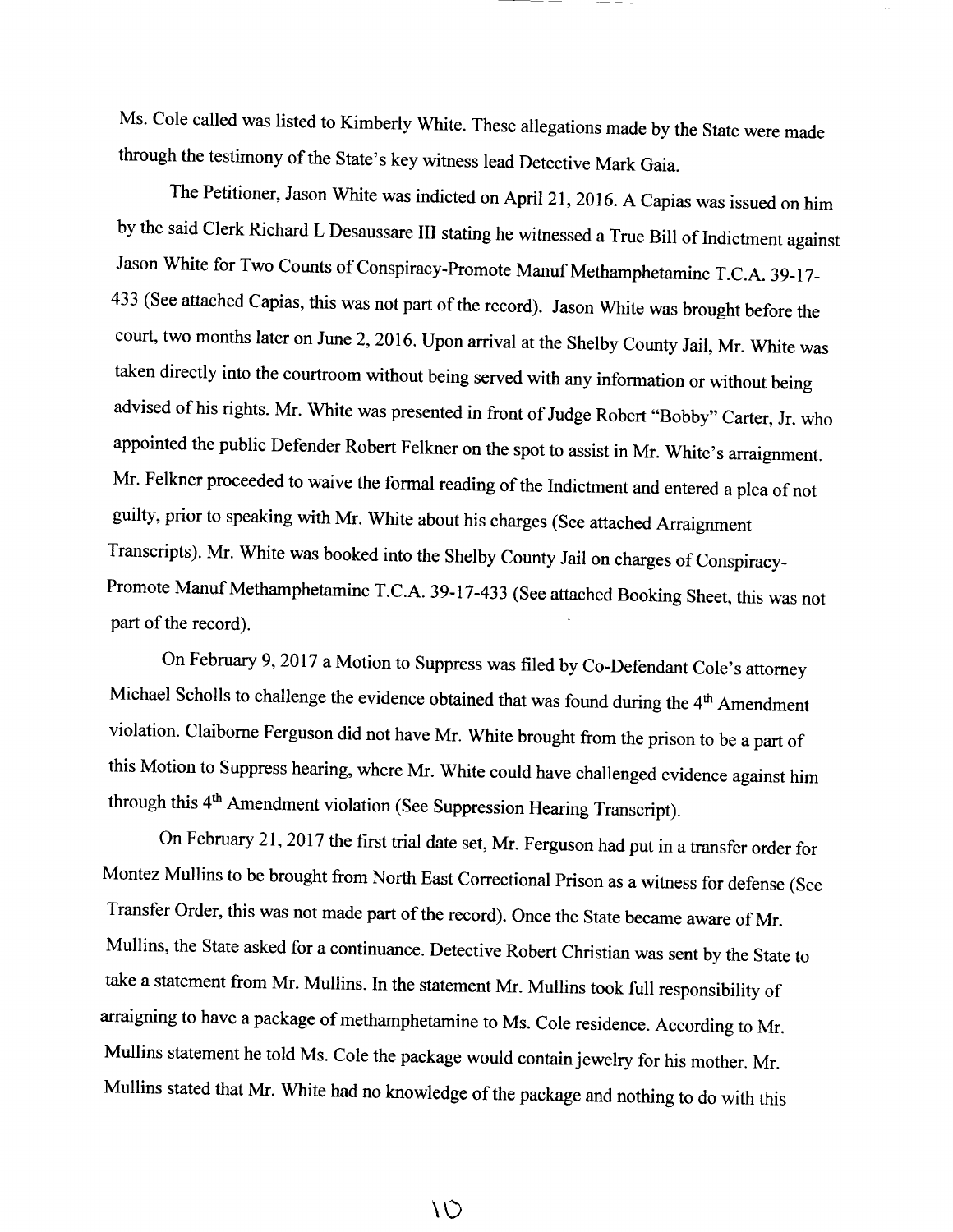Ms. Cole called was listed to Kimberly White. These allegations made by the State were made through the testimony of the State's key witness lead Detective Mark Gaia.

The Petitioner, Jason White was indicted on April 21, 2016. A Capias was issued on him by the said Clerk Richard L Desaussare III stating he witnessed a True Bill of Indictment against Jason White for Two Counts of Conspiracy-Promote Manuf Methamphetamine T.C.A. 39-17-433 (See attached Capias, this was not part of the record). Jason White was brought before the court, two months later on June 2, 2016. Upon arrival at the Shelby County Jail, Mr. White was taken directly into the courtroom without being served with any information or without being advised of his rights. Mr. White was presented in front of Judge Robert "Bobby" Carter, Jr. who appointed the public Defender Robert Felkner on the spot to assist in Mr. White's arraignment. Mr. Felkner proceeded to waive the formal reading of the Indictment and entered a plea of not guilty, prior to speaking with Mr. White about his charges (See attached Arraignment Transcripts). Mr. White was booked into the Shelby County Jail on charges of Conspiracy-Promote Manuf Methamphetamine T.C.A. 39-17-433 (See attached Booking Sheet, this was not part of the record).

On February 9, 2017 a Motion to Suppress was filed by Co-Defendant Cole's attorney Michael Scholls to challenge the evidence obtained that was found during the 4th Amendment violation. Claiborne Ferguson did not have Mr. White brought from the prison to be a part of this Motion to Suppress hearing, where Mr. White could have challenged evidence against him through this 4th Amendment violation (See Suppression Hearing Transcript).

On February 21, 2017 the first trial date set, Mr. Ferguson had put in a transfer order for Montez Mullins to be brought from North East Correctional Prison as a witness for defense (See Transfer Order, this was not made part of the record). Once the State became aware of Mr. Mullins, the State asked for a continuance. Detective Robert Christian was sent by the State to take a statement from Mr. Mullins. In the statement Mr. Mullins took full responsibility of arraigning to have a package of methamphetamine to Ms. Cole residence. According to Mr. Mullins statement he told Ms. Cole the package would contain jewelry for his mother. Mr. Mullins stated that Mr. White had no knowledge of the package and nothing to do with this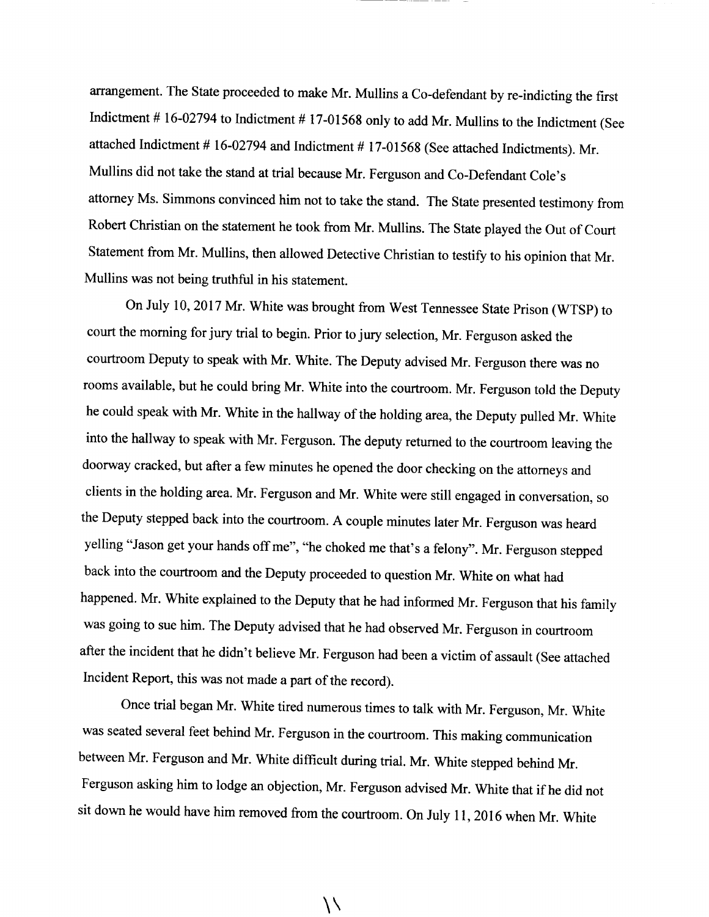arrangement. The State proceeded to make Mr. Mullins a Co-defendant by re-indicting the first Indictment # 16-02794 to Indictment # 17-01568 only to add Mr. Mullins to the Indictment (See attached Indictment # 16-02794 and Indictment # 17-01568 (See attached Indictments). Mr. Mullins did not take the stand at trial because Mr. Ferguson and Co-Defendant Cole's attorney Ms. Simmons convinced him not to take the stand. The State presented testimony from Robert Christian on the statement he took from Mr. Mullins. The State played the Out of Court Statement from Mr. Mullins, then allowed Detective Christian to testify to his opinion that Mr. Mullins was not being truthful in his statement.

On July 10, 2017 Mr. White was brought from West Tennessee State Prison (WTSP) to court the morning for jury trial to begin. Prior to jury selection, Mr. Ferguson asked the courtroom Deputy to speak with Mr. White. The Deputy advised Mr. Ferguson there was no rooms available, but he could bring Mr. White into the courtroom. Mr. Ferguson told the Deputy he could speak with Mr. White in the hallway of the holding area, the Deputy pulled Mr. White into the hallway to speak with Mr. Ferguson. The deputy returned to the courtroom leaving the doorway cracked, but after a few minutes he opened the door checking on the attorneys and clients in the holding area. Mr. Ferguson and Mr. White were still engaged in conversation, so the Deputy stepped back into the courtroom. A couple minutes later Mr. Ferguson was heard yelling "Jason get your hands off me", "he choked me that's a felony". Mr. Ferguson stepped back into the courtroom and the Deputy proceeded to question Mr. White on what had happened. Mr. White explained to the Deputy that he had informed Mr. Ferguson that his family was going to sue him. The Deputy advised that he had observed Mr. Ferguson in courtroom after the incident that he didn't believe Mr. Ferguson had been a victim of assault (See attached Incident Report, this was not made a part of the record).

Once trial began Mr. White tired numerous times to talk with Mr. Ferguson, Mr. White was seated several feet behind Mr. Ferguson in the courtroom. This making communication between Mr. Ferguson and Mr. White difficult during trial. Mr. White stepped behind Mr. Ferguson asking him to lodge an objection, Mr. Ferguson advised Mr. White that if he did not sit down he would have him removed from the courtroom. On July 11, 2016 when Mr. White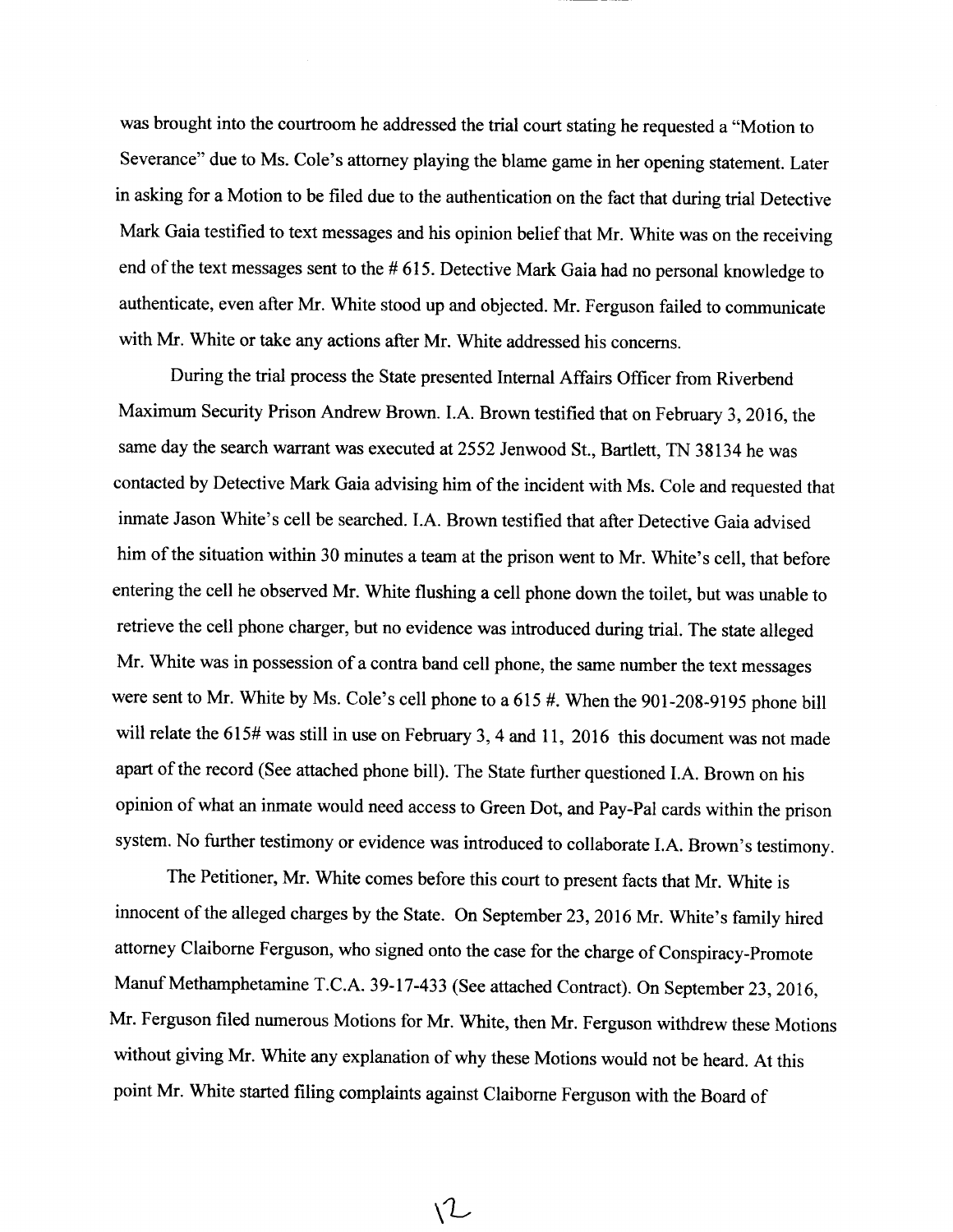was brought into the courtroom he addressed the trial court stating he requested a "Motion to Severance" due to Ms. Cole's attorney playing the blame game in her opening statement. Later in asking for a Motion to be filed due to the authentication on the fact that during trial Detective Mark Gaia testified to text messages and his opinion belief that Mr. White was on the receiving end of the text messages sent to the # 615. Detective Mark Gaia had no personal knowledge to authenticate, even after Mr. White stood up and objected. Mr. Ferguson failed to communicate with Mr. White or take any actions after Mr. White addressed his concerns.

During the trial process the State presented Internal Affairs Officer from Riverbend Maximum Security Prison Andrew Brown. I.A. Brown testified that on February 3, 2016, the same day the search warrant was executed at 2552 Jenwood St., Bartlett, TN 38134 he was contacted by Detective Mark Gaia advising him of the incident with Ms. Cole and requested that inmate Jason White's cell be searched. I.A. Brown testified that after Detective Gaia advised him of the situation within 30 minutes a team at the prison went to Mr. White's cell, that before entering the cell he observed Mr. White flushing a cell phone down the toilet, but was unable to retrieve the cell phone charger, but no evidence was introduced during trial. The state alleged Mr. White was in possession of a contra band cell phone, the same number the text messages were sent to Mr. White by Ms. Cole's cell phone to a 615 #. When the 901-208-9195 phone bill will relate the 615# was still in use on February 3, 4 and 11, 2016 this document was not made apart of the record (See attached phone bill). The State further questioned I.A. Brown on his opinion of what an inmate would need access to Green Dot, and Pay-Pal cards within the prison system. No further testimony or evidence was introduced to collaborate I.A. Brown's testimony.

The Petitioner, Mr. White comes before this court to present facts that Mr. White is innocent of the alleged charges by the State. On September 23, 2016 Mr. White's family hired attorney Claiborne Ferguson, who signed onto the case for the charge of Conspiracy-Promote Manuf Methamphetamine T.C.A. 39-17-433 (See attached Contract). On September 23, 2016, Mr. Ferguson filed numerous Motions for Mr. White, then Mr. Ferguson withdrew these Motions without giving Mr. White any explanation of why these Motions would not be heard. At this point Mr. White started filing complaints against Claiborne Ferguson with the Board of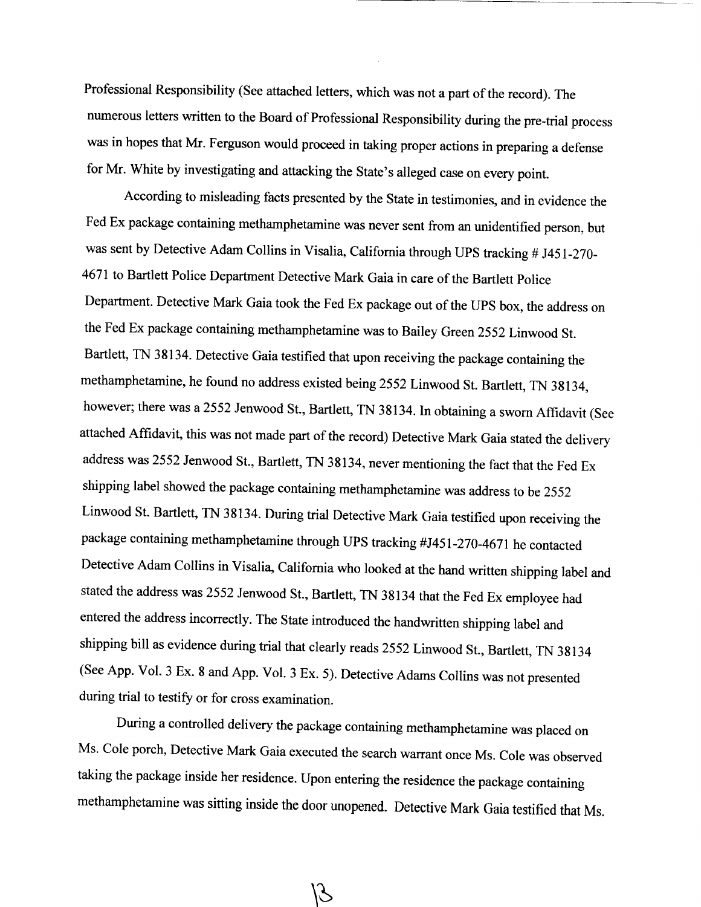Professional Responsibility (See attached letters, which was not a part of the record). The numerous letters written to the Board of Professional Responsibility during the pre-trial process was in hopes that Mr. Ferguson would proceed in taking proper actions in preparing a defense for Mr. White by investigating and attacking the State's alleged case on every point.

According to misleading facts presented by the State in testimonies, and in evidence the Fed Ex package containing methamphetamine was never sent from an unidentified person, but was sent by Detective Adam Collins in Visalia, California through UPS tracking # J451-270-4671 to Bartlett Police Department Detective Mark Gaia in care of the Bartlett Police Department. Detective Mark Gaia took the Fed Ex package out of the UPS box, the address on the Fed Ex package containing methamphetamine was to Bailey Green 2552 Linwood St. Bartlett, TN 38134. Detective Gaia testified that upon receiving the package containing the methamphetamine, he found no address existed being 2552 Linwood St. Bartlett, TN 38134, however; there was a 2552 Jenwood St., Bartlett, TN 38134. In obtaining a sworn Affidavit (See attached Affidavit, this was not made part of the record) Detective Mark Gaia stated the delivery address was 2552 Jenwood St., Bartlett, TN 38134, never mentioning the fact that the Fed Ex shipping label showed the package containing methamphetamine was address to be 2552 Linwood St. Bartlett, TN 38134. During trial Detective Mark Gaia testified upon receiving the package containing methamphetamine through UPS tracking #J451-270-4671 he contacted Detective Adam Collins in Visalia, California who looked at the hand written shipping label and stated the address was 2552 Jenwood St., Bartlett, TN 38134 that the Fed Ex employee had entered the address incorrectly. The State introduced the handwritten shipping label and shipping bill as evidence during trial that clearly reads 2552 Linwood St., Bartlett, TN 38134 (See App. Vol. 3 Ex. 8 and App. Vol. 3 Ex. 5). Detective Adams Collins was not presented during trial to testify or for cross examination.

During a controlled delivery the package containing methamphetamine was placed on Ms. Cole porch, Detective Mark Gaia executed the search warrant once Ms. Cole was observed taking the package inside her residence. Upon entering the residence the package containing methamphetamine was sitting inside the door unopened. Detective Mark Gaia testified that Ms.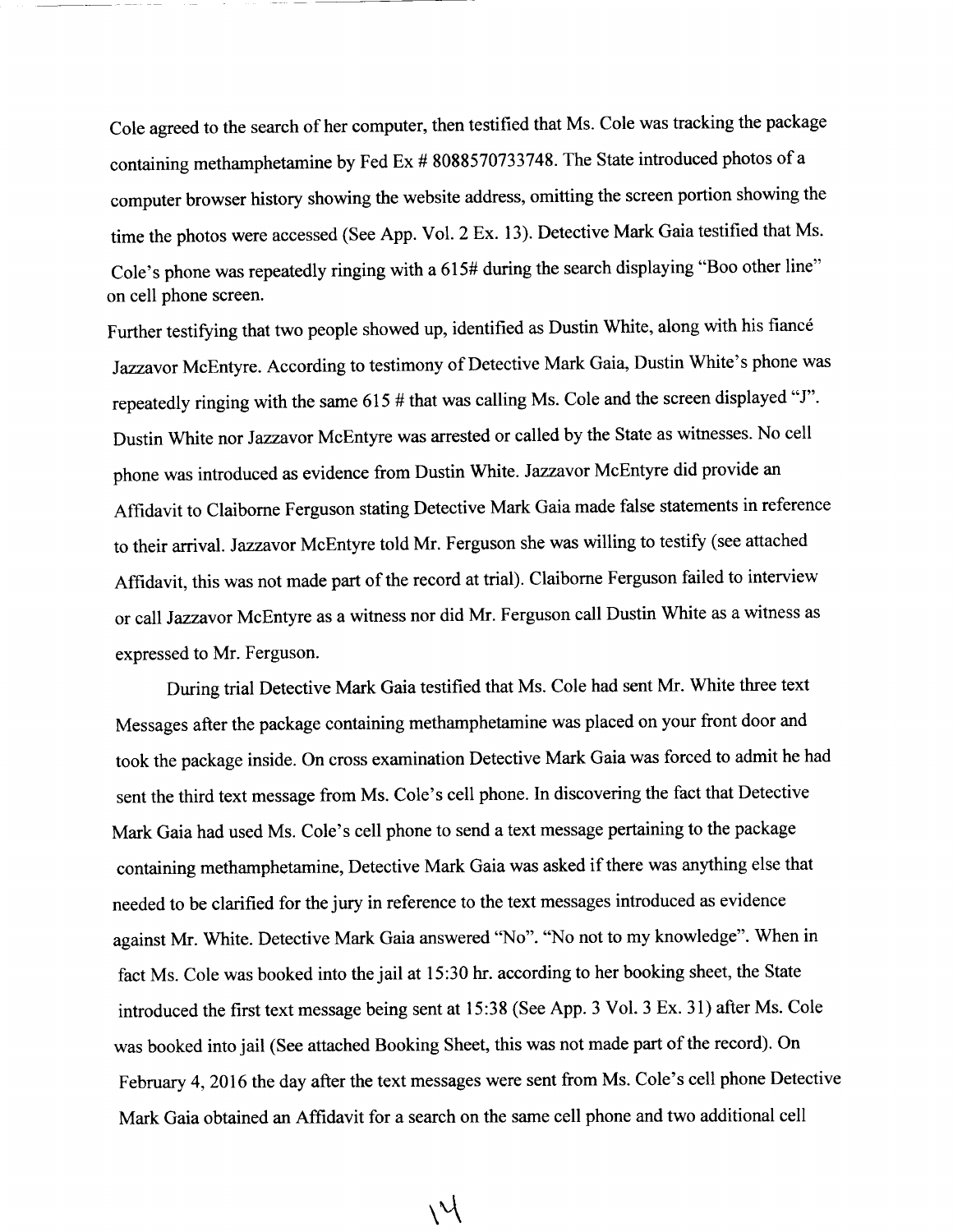Cole agreed to the search of her computer, then testified that Ms. Cole was tracking the package containing methamphetamine by Fed Ex # 8088570733748. The State introduced photos of a computer browser history showing the website address, omitting the screen portion showing the time the photos were accessed (See App. Vol. 2 Ex. 13). Detective Mark Gaia testified that Ms. Cole's phone was repeatedly ringing with a 615# during the search displaying "Boo other line" on cell phone screen.

Further testifying that two people showed up, identified as Dustin White, along with his fiancé Jazzavor McEntyre. According to testimony of Detective Mark Gaia, Dustin White's phone was repeatedly ringing with the same 615 # that was calling Ms. Cole and the screen displayed "J". Dustin White nor Jazzavor McEntyre was arrested or called by the State as witnesses. No cell phone was introduced as evidence from Dustin White. Jazzavor McEntyre did provide an Affidavit to Claiborne Ferguson stating Detective Mark Gaia made false statements in reference to their arrival. Jazzavor McEntyre told Mr. Ferguson she was willing to testify (see attached Affidavit, this was not made part of the record at trial). Claiborne Ferguson failed to interview or call Jazzavor McEntyre as a witness nor did Mr. Ferguson call Dustin White as a witness as expressed to Mr. Ferguson.

During trial Detective Mark Gaia testified that Ms. Cole had sent Mr. White three text Messages after the package containing methamphetamine was placed on your front door and took the package inside. On cross examination Detective Mark Gaia was forced to admit he had sent the third text message from Ms. Cole's cell phone. In discovering the fact that Detective Mark Gaia had used Ms. Cole's cell phone to send a text message pertaining to the package containing methamphetamine, Detective Mark Gaia was asked if there was anything else that needed to be clarified for the jury in reference to the text messages introduced as evidence against Mr. White. Detective Mark Gaia answered "No". "No not to my knowledge". When in fact Ms. Cole was booked into the jail at 15:30 hr. according to her booking sheet, the State introduced the first text message being sent at 15:38 (See App. 3 Vol. 3 Ex. 31) after Ms. Cole was booked into jail (See attached Booking Sheet, this was not made part of the record). On February 4, 2016 the day after the text messages were sent from Ms. Cole's cell phone Detective Mark Gaia obtained an Affidavit for a search on the same cell phone and two additional cell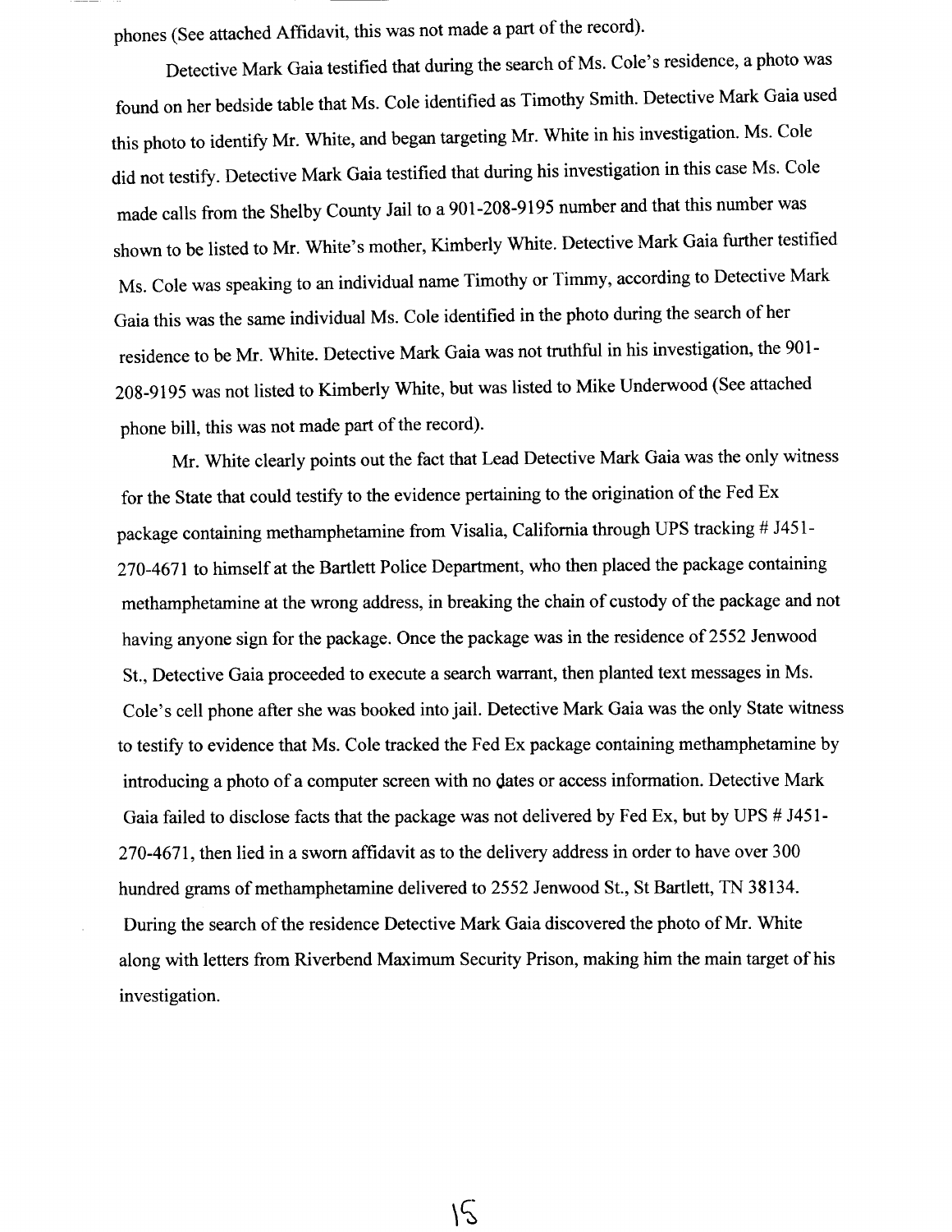phones (See attached Affidavit, this was not made a part of the record).

Detective Mark Gaia testified that during the search of Ms. Cole's residence, a photo was found on her bedside table that Ms. Cole identified as Timothy Smith. Detective Mark Gaia used this photo to identify Mr. White, and began targeting Mr. White in his investigation. Ms. Cole did not testify. Detective Mark Gaia testified that during his investigation in this case Ms. Cole made calls from the Shelby County Jail to a 901-208-9195 number and that this number was shown to be listed to Mr. White's mother, Kimberly White. Detective Mark Gaia further testified Ms. Cole was speaking to an individual name Timothy or Timmy, according to Detective Mark Gaia this was the same individual Ms. Cole identified in the photo during the search of her residence to be Mr. White. Detective Mark Gaia was not truthful in his investigation, the 901-208-9195 was not listed to Kimberly White, but was listed to Mike Underwood (See attached phone bill, this was not made part of the record).

Mr. White clearly points out the fact that Lead Detective Mark Gaia was the only witness for the State that could testify to the evidence pertaining to the origination of the Fed Ex package containing methamphetamine from Visalia, California through UPS tracking # J451-270-4671 to himself at the Bartlett Police Department, who then placed the package containing methamphetamine at the wrong address, in breaking the chain of custody of the package and not having anyone sign for the package. Once the package was in the residence of 2552 Jenwood St., Detective Gaia proceeded to execute a search warrant, then planted text messages in Ms. Cole's cell phone after she was booked into jail. Detective Mark Gaia was the only State witness to testify to evidence that Ms. Cole tracked the Fed Ex package containing methamphetamine by introducing a photo of a computer screen with no dates or access information. Detective Mark Gaia failed to disclose facts that the package was not delivered by Fed Ex, but by UPS # J451-270-4671, then lied in a sworn affidavit as to the delivery address in order to have over 300 hundred grams of methamphetamine delivered to 2552 Jenwood St., St Bartlett, TN 38134. During the search of the residence Detective Mark Gaia discovered the photo of Mr. White along with letters from Riverbend Maximum Security Prison, making him the main target of his investigation.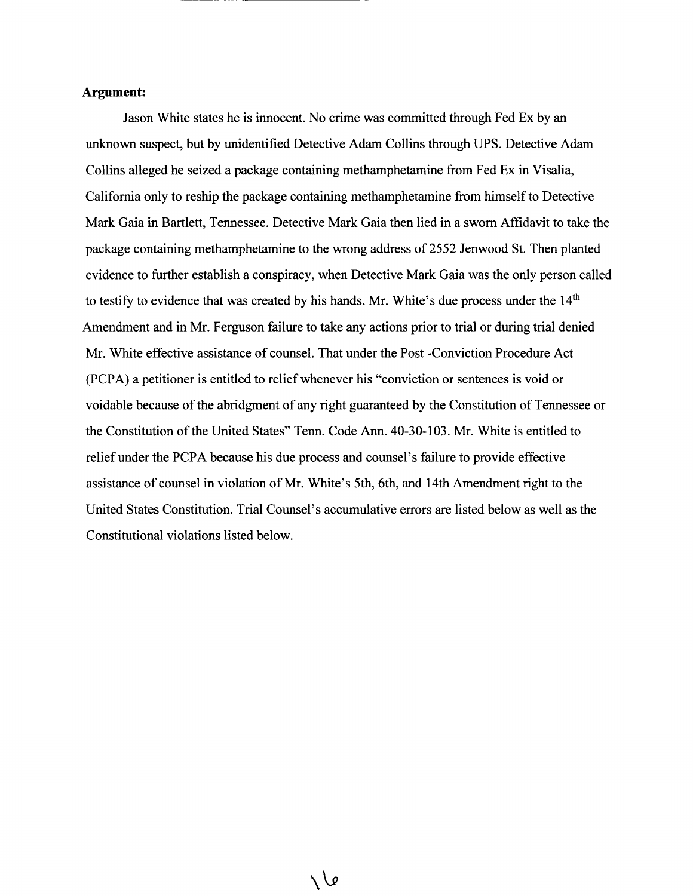**Argument:**

Jason White states he is innocent. No crime was committed through Fed Ex by an unknown suspect, but by unidentified Detective Adam Collins through UPS. Detective Adam Collins alleged he seized a package containing methamphetamine from Fed Ex in Visalia, California only to reship the package containing methamphetamine from himself to Detective Mark Gaia in Bartlett, Tennessee. Detective Mark Gaia then lied in a sworn Affidavit to take the package containing methamphetamine to the wrong address of 2552 Jenwood St. Then planted evidence to further establish a conspiracy, when Detective Mark Gaia was the only person called to testify to evidence that was created by his hands. Mr. White's due process under the 14th Amendment and in Mr. Ferguson failure to take any actions prior to trial or during trial denied Mr. White effective assistance of counsel. That under the Post -Conviction Procedure Act (PCPA) a petitioner is entitled to relief whenever his "conviction or sentences is void or voidable because of the abridgment of any right guaranteed by the Constitution of Tennessee or the Constitution of the United States" Tenn. Code Ann. 40-30-103. Mr. White is entitled to relief under the PCPA because his due process and counsel's failure to provide effective assistance of counsel in violation of Mr. White's 5th, 6th, and 14th Amendment right to the United States Constitution. Trial Counsel's accumulative errors are listed below as well as the Constitutional violations listed below.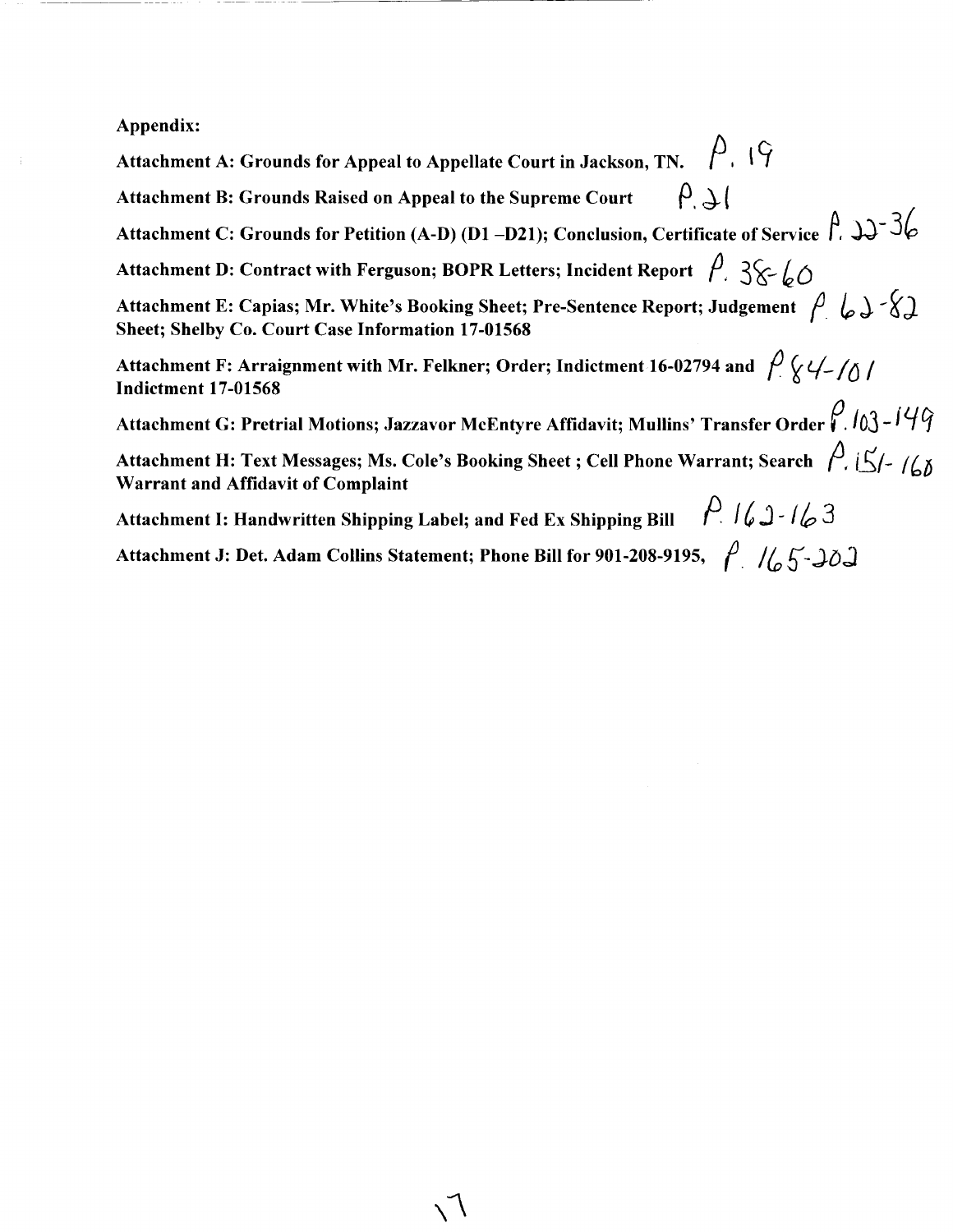**Appendix:**

**Attachment A: Grounds for Appeal to Appellate Court in Jackson, TN.** P. 19

**Attachment B: Grounds Raised on Appeal to the Supreme Court** P. 21

**Attachment C: Grounds for Petition (A-D) (D1 –D21); Conclusion, Certificate of Service** P. 22-36

**Attachment D: Contract with Ferguson; BOPR Letters; Incident Report** P. 38-60

**Attachment E: Capias; Mr. White's Booking Sheet; Pre-Sentence Report; Judgement Sheet; Shelby Co. Court Case Information 17-01568** P. 62-82

**Attachment F: Arraignment with Mr. Felkner; Order; Indictment 16-02794 and Indictment 17-01568** P. 84-101

**Attachment G: Pretrial Motions; Jazzavor McEntyre Affidavit; Mullins' Transfer Order** P. 103-149

**Attachment H: Text Messages; Ms. Cole's Booking Sheet ; Cell Phone Warrant; Search Warrant and Affidavit of Complaint** P. 151-160

**Attachment I: Handwritten Shipping Label; and Fed Ex Shipping Bill** P. 162-163

**Attachment J: Det. Adam Collins Statement; Phone Bill for 901-208-9195,** P. 165-202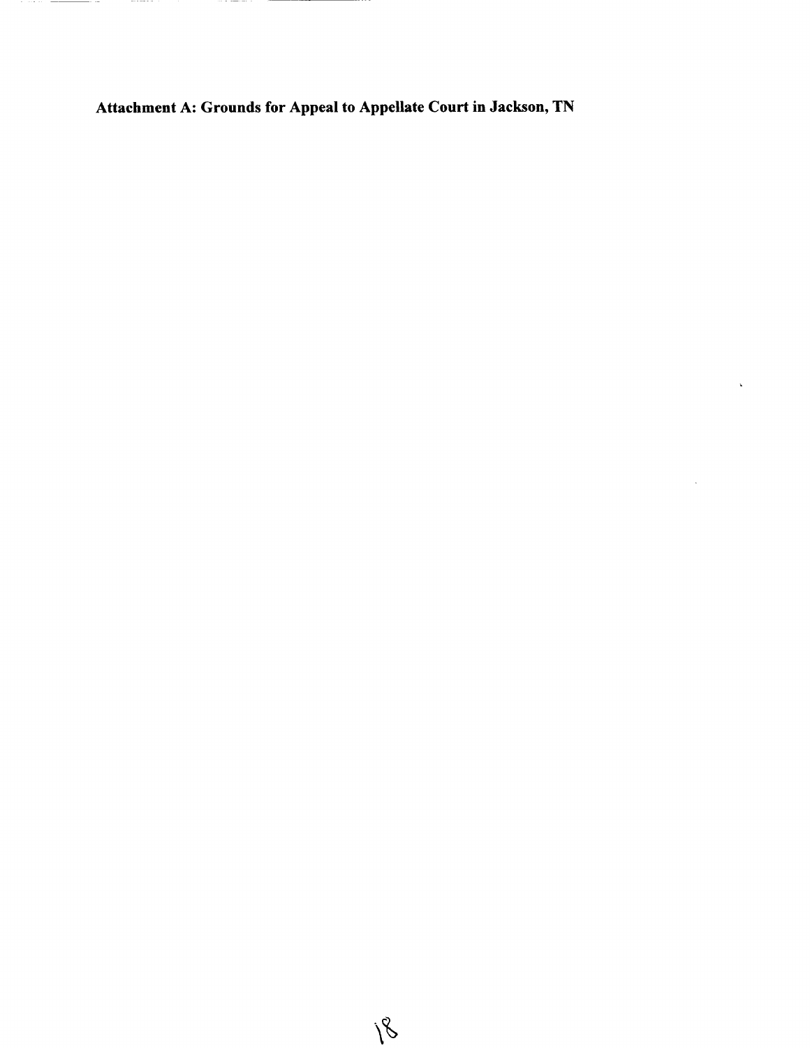**Attachment A: Grounds for Appeal to Appellate Court in Jackson, TN**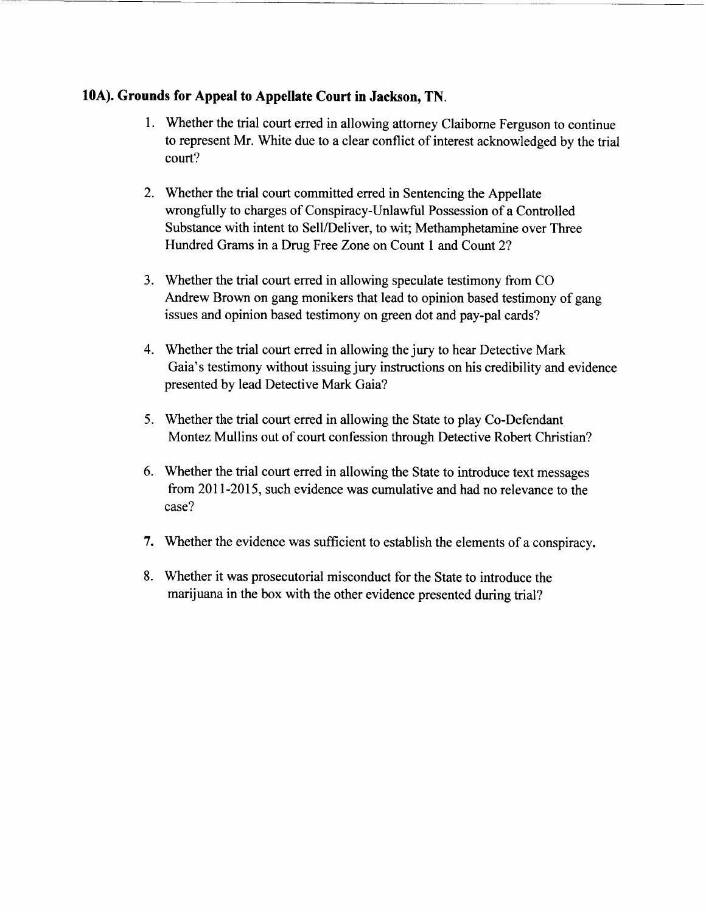**10A). Grounds for Appeal to Appellate Court in Jackson, TN.**

1. Whether the trial court erred in allowing attorney Claiborne Ferguson to continue to represent Mr. White due to a clear conflict of interest acknowledged by the trial court?

2. Whether the trial court committed erred in Sentencing the Appellate wrongfully to charges of Conspiracy-Unlawful Possession of a Controlled Substance with intent to Sell/Deliver, to wit; Methamphetamine over Three Hundred Grams in a Drug Free Zone on Count 1 and Count 2?

3. Whether the trial court erred in allowing speculate testimony from CO Andrew Brown on gang monikers that lead to opinion based testimony of gang issues and opinion based testimony on green dot and pay-pal cards?

4. Whether the trial court erred in allowing the jury to hear Detective Mark Gaia's testimony without issuing jury instructions on his credibility and evidence presented by lead Detective Mark Gaia?

5. Whether the trial court erred in allowing the State to play Co-Defendant Montez Mullins out of court confession through Detective Robert Christian?

6. Whether the trial court erred in allowing the State to introduce text messages from 2011-2015, such evidence was cumulative and had no relevance to the case?

7. Whether the evidence was sufficient to establish the elements of a conspiracy.

8. Whether it was prosecutorial misconduct for the State to introduce the marijuana in the box with the other evidence presented during trial?